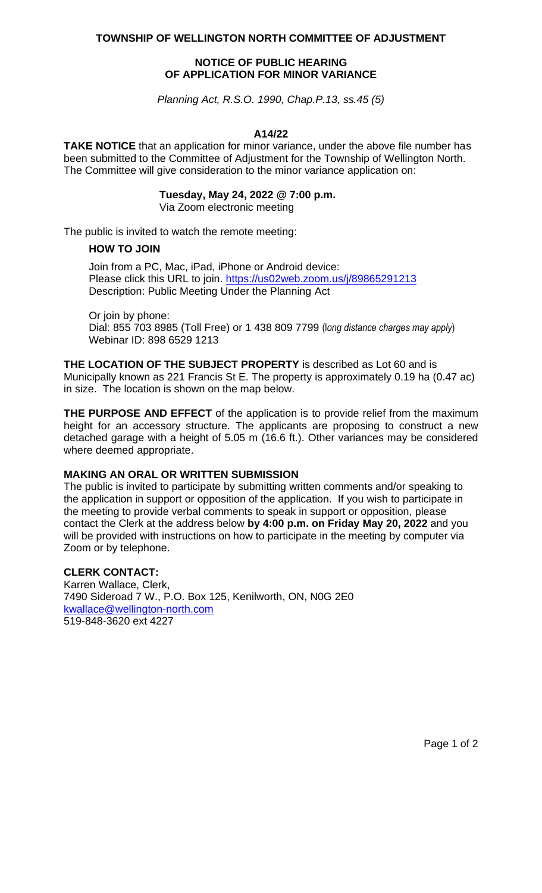# TOWNSHIP OF WELLINGTON NORTH COMMITTEE OF ADJUSTMENT

## NOTICE OF PUBLIC HEARING OF APPLICATION FOR MINOR VARIANCE

*Planning Act, R.S.O. 1990, Chap.P.13, ss.45 (5)*

### A14/22

**TAKE NOTICE** that an application for minor variance, under the above file number has been submitted to the Committee of Adjustment for the Township of Wellington North. The Committee will give consideration to the minor variance application on:

**Tuesday, May 24, 2022 @ 7:00 p.m.**
Via Zoom electronic meeting

The public is invited to watch the remote meeting:

**HOW TO JOIN**

Join from a PC, Mac, iPad, iPhone or Android device:
Please click this URL to join. https://us02web.zoom.us/j/89865291213
Description: Public Meeting Under the Planning Act

Or join by phone:
Dial: 855 703 8985 (Toll Free) or 1 438 809 7799 (*long distance charges may apply*)
Webinar ID: 898 6529 1213

**THE LOCATION OF THE SUBJECT PROPERTY** is described as Lot 60 and is Municipally known as 221 Francis St E. The property is approximately 0.19 ha (0.47 ac) in size. The location is shown on the map below.

**THE PURPOSE AND EFFECT** of the application is to provide relief from the maximum height for an accessory structure. The applicants are proposing to construct a new detached garage with a height of 5.05 m (16.6 ft.). Other variances may be considered where deemed appropriate.

**MAKING AN ORAL OR WRITTEN SUBMISSION**

The public is invited to participate by submitting written comments and/or speaking to the application in support or opposition of the application. If you wish to participate in the meeting to provide verbal comments to speak in support or opposition, please contact the Clerk at the address below **by 4:00 p.m. on Friday May 20, 2022** and you will be provided with instructions on how to participate in the meeting by computer via Zoom or by telephone.

**CLERK CONTACT:**

Karren Wallace, Clerk,
7490 Sideroad 7 W., P.O. Box 125, Kenilworth, ON, N0G 2E0
kwallace@wellington-north.com
519-848-3620 ext 4227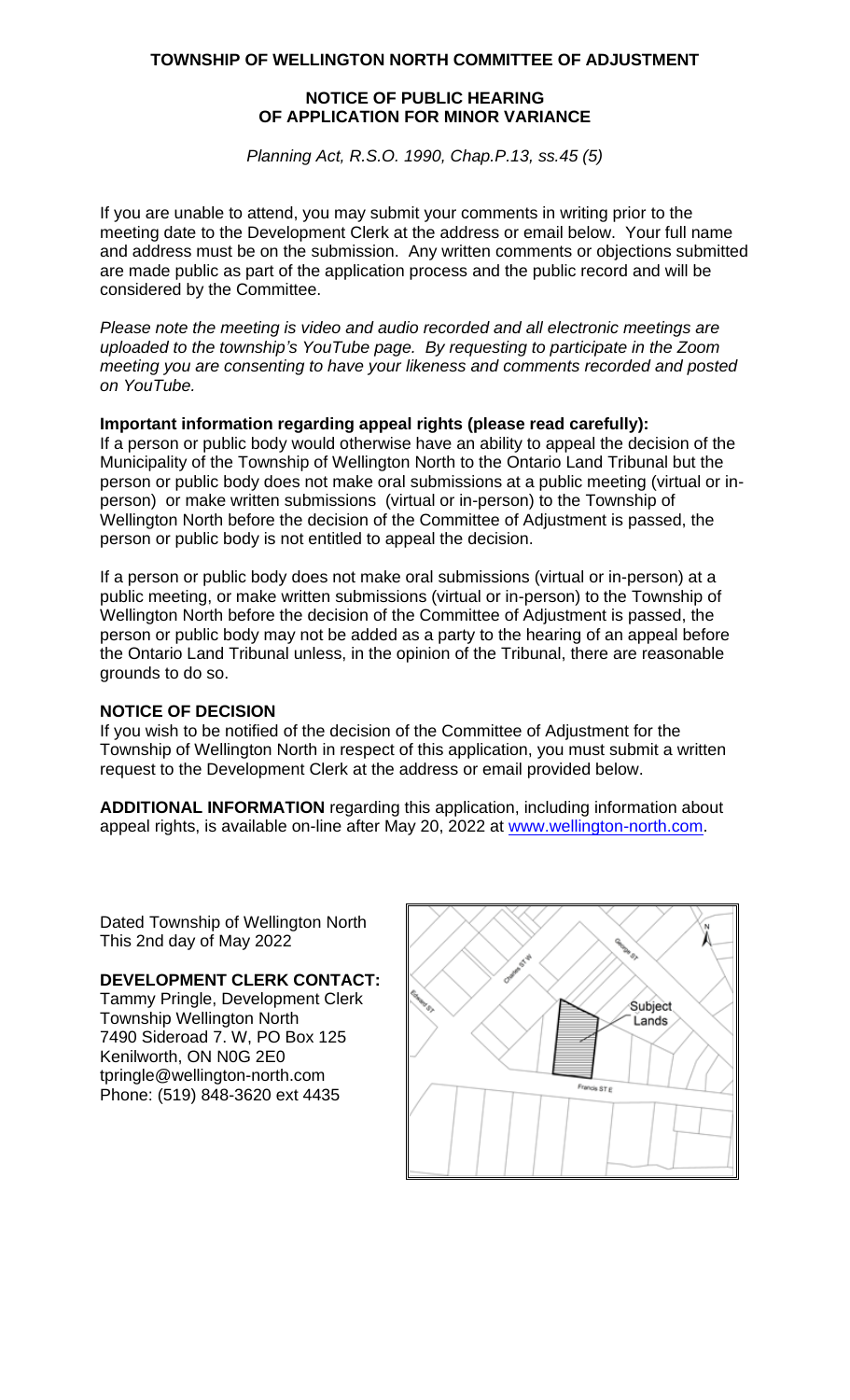**TOWNSHIP OF WELLINGTON NORTH COMMITTEE OF ADJUSTMENT**

**NOTICE OF PUBLIC HEARING**
**OF APPLICATION FOR MINOR VARIANCE**

*Planning Act, R.S.O. 1990, Chap.P.13, ss.45 (5)*

If you are unable to attend, you may submit your comments in writing prior to the meeting date to the Development Clerk at the address or email below. Your full name and address must be on the submission. Any written comments or objections submitted are made public as part of the application process and the public record and will be considered by the Committee.

*Please note the meeting is video and audio recorded and all electronic meetings are uploaded to the township's YouTube page. By requesting to participate in the Zoom meeting you are consenting to have your likeness and comments recorded and posted on YouTube.*

**Important information regarding appeal rights (please read carefully):**
If a person or public body would otherwise have an ability to appeal the decision of the Municipality of the Township of Wellington North to the Ontario Land Tribunal but the person or public body does not make oral submissions at a public meeting (virtual or in-person) or make written submissions (virtual or in-person) to the Township of Wellington North before the decision of the Committee of Adjustment is passed, the person or public body is not entitled to appeal the decision.

If a person or public body does not make oral submissions (virtual or in-person) at a public meeting, or make written submissions (virtual or in-person) to the Township of Wellington North before the decision of the Committee of Adjustment is passed, the person or public body may not be added as a party to the hearing of an appeal before the Ontario Land Tribunal unless, in the opinion of the Tribunal, there are reasonable grounds to do so.

**NOTICE OF DECISION**
If you wish to be notified of the decision of the Committee of Adjustment for the Township of Wellington North in respect of this application, you must submit a written request to the Development Clerk at the address or email provided below.

**ADDITIONAL INFORMATION** regarding this application, including information about appeal rights, is available on-line after May 20, 2022 at www.wellington-north.com.

Dated Township of Wellington North
This 2nd day of May 2022

**DEVELOPMENT CLERK CONTACT:**
Tammy Pringle, Development Clerk
Township Wellington North
7490 Sideroad 7. W, PO Box 125
Kenilworth, ON N0G 2E0
tpringle@wellington-north.com
Phone: (519) 848-3620 ext 4435

Subject Lands
George ST
Charles ST W
Edward ST
Francis ST E
N